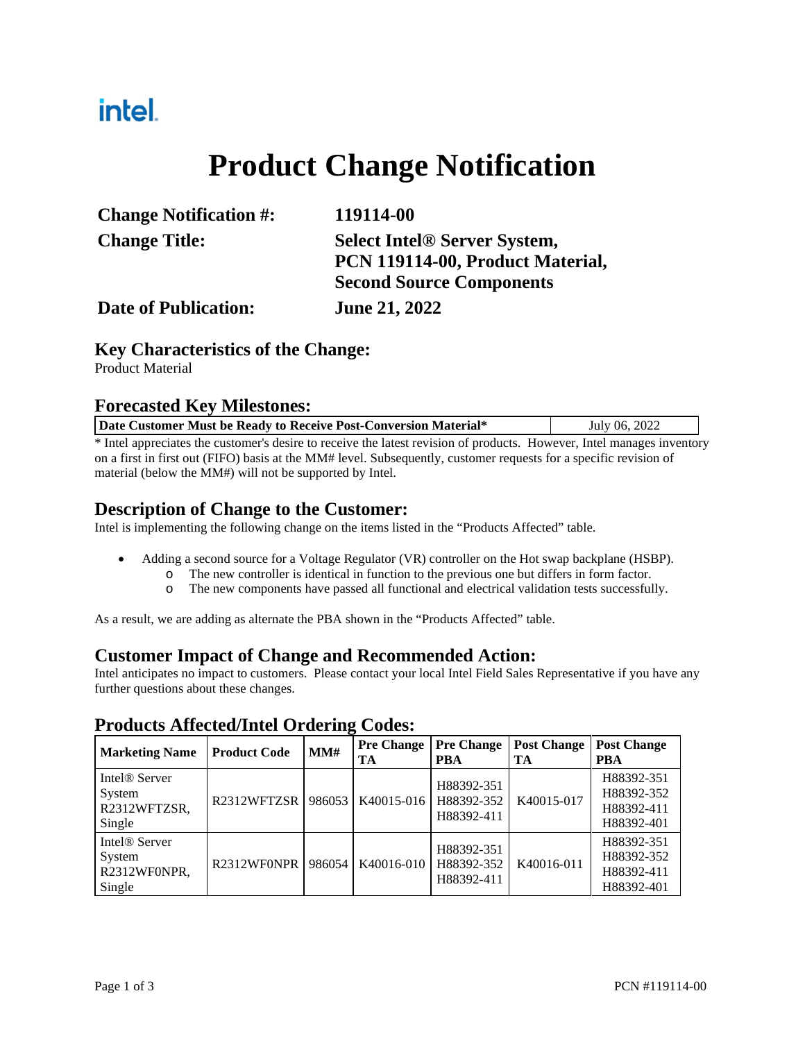intel.

# Product Change Notification

| | |
|---|---|
| **Change Notification #:** | **119114-00** |
| **Change Title:** | **Select Intel® Server System, PCN 119114-00, Product Material, Second Source Components** |
| **Date of Publication:** | **June 21, 2022** |

## Key Characteristics of the Change:

Product Material

## Forecasted Key Milestones:

| **Date Customer Must be Ready to Receive Post-Conversion Material*** | July 06, 2022 |
|---|---|

* Intel appreciates the customer's desire to receive the latest revision of products. However, Intel manages inventory on a first in first out (FIFO) basis at the MM# level. Subsequently, customer requests for a specific revision of material (below the MM#) will not be supported by Intel.

## Description of Change to the Customer:

Intel is implementing the following change on the items listed in the "Products Affected" table.

- Adding a second source for a Voltage Regulator (VR) controller on the Hot swap backplane (HSBP).
  - The new controller is identical in function to the previous one but differs in form factor.
  - The new components have passed all functional and electrical validation tests successfully.

As a result, we are adding as alternate the PBA shown in the "Products Affected" table.

## Customer Impact of Change and Recommended Action:

Intel anticipates no impact to customers. Please contact your local Intel Field Sales Representative if you have any further questions about these changes.

## Products Affected/Intel Ordering Codes:

| Marketing Name | Product Code | MM# | Pre Change TA | Pre Change PBA | Post Change TA | Post Change PBA |
|---|---|---|---|---|---|---|
| Intel® Server System R2312WFTZSR, Single | R2312WFTZSR | 986053 | K40015-016 | H88392-351<br>H88392-352<br>H88392-411 | K40015-017 | H88392-351<br>H88392-352<br>H88392-411<br>H88392-401 |
| Intel® Server System R2312WF0NPR, Single | R2312WF0NPR | 986054 | K40016-010 | H88392-351<br>H88392-352<br>H88392-411 | K40016-011 | H88392-351<br>H88392-352<br>H88392-411<br>H88392-401 |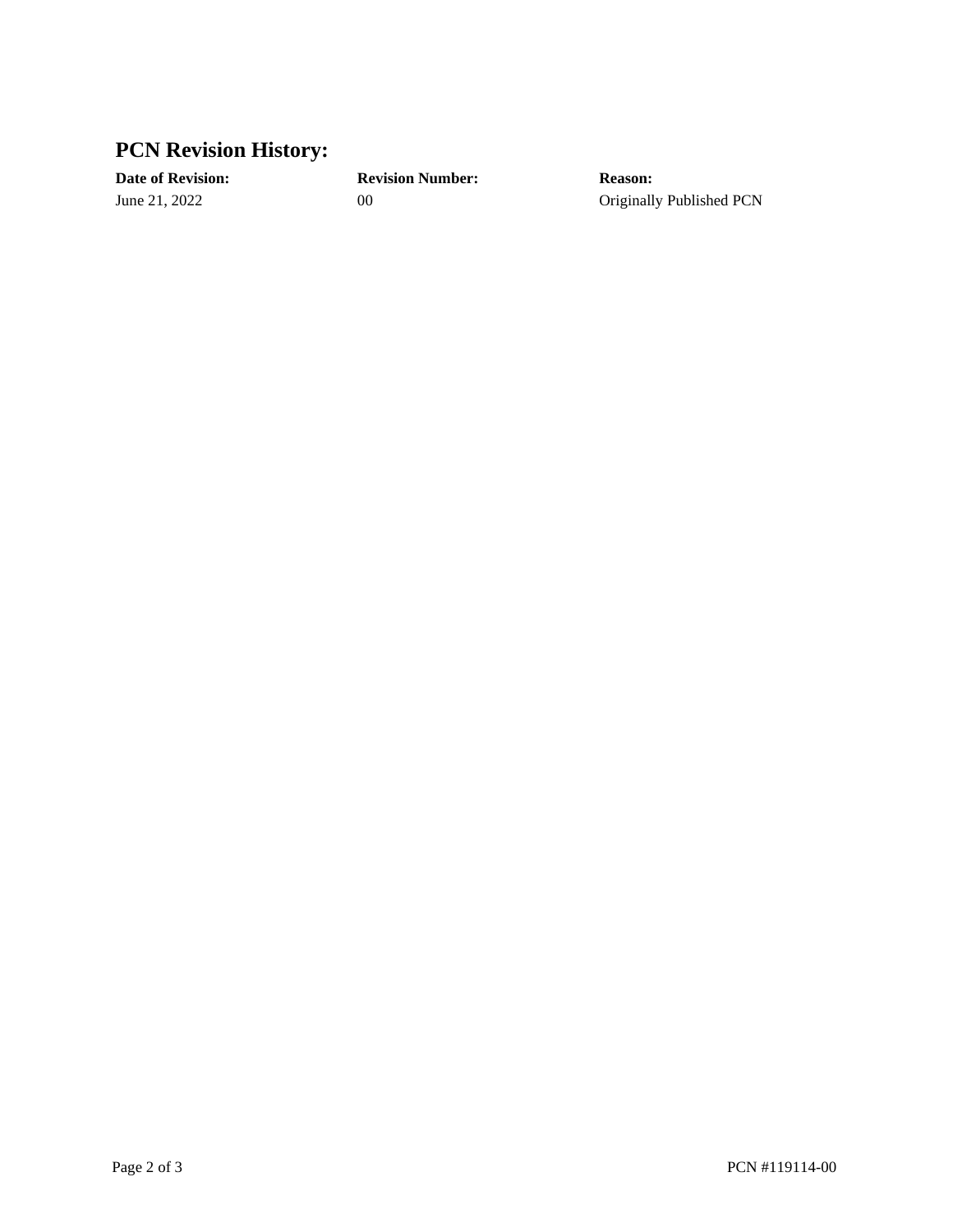## PCN Revision History:

| Date of Revision: | Revision Number: | Reason: |
|---|---|---|
| June 21, 2022 | 00 | Originally Published PCN |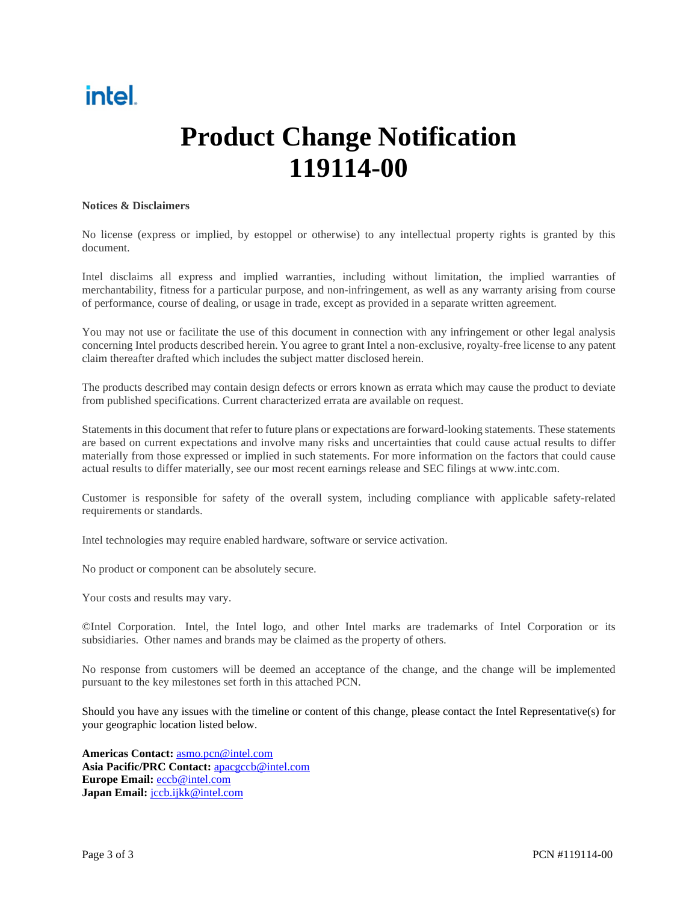intel.

# Product Change Notification 119114-00

**Notices & Disclaimers**

No license (express or implied, by estoppel or otherwise) to any intellectual property rights is granted by this document.

Intel disclaims all express and implied warranties, including without limitation, the implied warranties of merchantability, fitness for a particular purpose, and non-infringement, as well as any warranty arising from course of performance, course of dealing, or usage in trade, except as provided in a separate written agreement.

You may not use or facilitate the use of this document in connection with any infringement or other legal analysis concerning Intel products described herein. You agree to grant Intel a non-exclusive, royalty-free license to any patent claim thereafter drafted which includes the subject matter disclosed herein.

The products described may contain design defects or errors known as errata which may cause the product to deviate from published specifications. Current characterized errata are available on request.

Statements in this document that refer to future plans or expectations are forward-looking statements. These statements are based on current expectations and involve many risks and uncertainties that could cause actual results to differ materially from those expressed or implied in such statements. For more information on the factors that could cause actual results to differ materially, see our most recent earnings release and SEC filings at www.intc.com.

Customer is responsible for safety of the overall system, including compliance with applicable safety-related requirements or standards.

Intel technologies may require enabled hardware, software or service activation.

No product or component can be absolutely secure.

Your costs and results may vary.

©Intel Corporation. Intel, the Intel logo, and other Intel marks are trademarks of Intel Corporation or its subsidiaries. Other names and brands may be claimed as the property of others.

No response from customers will be deemed an acceptance of the change, and the change will be implemented pursuant to the key milestones set forth in this attached PCN.

Should you have any issues with the timeline or content of this change, please contact the Intel Representative(s) for your geographic location listed below.

**Americas Contact:** asmo.pcn@intel.com
**Asia Pacific/PRC Contact:** apacgccb@intel.com
**Europe Email:** eccb@intel.com
**Japan Email:** jccb.ijkk@intel.com